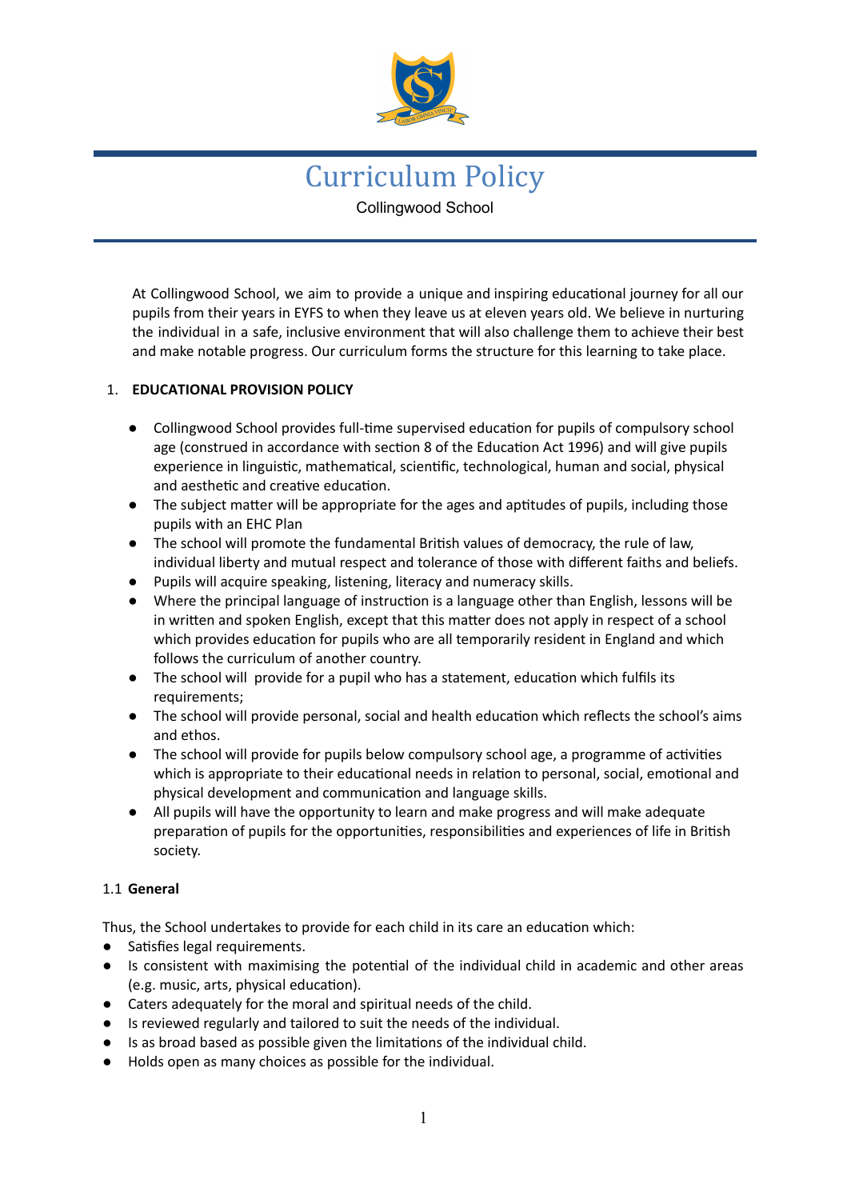# Curriculum Policy

Collingwood School

At Collingwood School, we aim to provide a unique and inspiring educational journey for all our pupils from their years in EYFS to when they leave us at eleven years old. We believe in nurturing the individual in a safe, inclusive environment that will also challenge them to achieve their best and make notable progress. Our curriculum forms the structure for this learning to take place.

## 1. EDUCATIONAL PROVISION POLICY

- Collingwood School provides full-time supervised education for pupils of compulsory school age (construed in accordance with section 8 of the Education Act 1996) and will give pupils experience in linguistic, mathematical, scientific, technological, human and social, physical and aesthetic and creative education.
- The subject matter will be appropriate for the ages and aptitudes of pupils, including those pupils with an EHC Plan
- The school will promote the fundamental British values of democracy, the rule of law, individual liberty and mutual respect and tolerance of those with different faiths and beliefs.
- Pupils will acquire speaking, listening, literacy and numeracy skills.
- Where the principal language of instruction is a language other than English, lessons will be in written and spoken English, except that this matter does not apply in respect of a school which provides education for pupils who are all temporarily resident in England and which follows the curriculum of another country.
- The school will provide for a pupil who has a statement, education which fulfils its requirements;
- The school will provide personal, social and health education which reflects the school's aims and ethos.
- The school will provide for pupils below compulsory school age, a programme of activities which is appropriate to their educational needs in relation to personal, social, emotional and physical development and communication and language skills.
- All pupils will have the opportunity to learn and make progress and will make adequate preparation of pupils for the opportunities, responsibilities and experiences of life in British society.

### 1.1 General

Thus, the School undertakes to provide for each child in its care an education which:

- Satisfies legal requirements.
- Is consistent with maximising the potential of the individual child in academic and other areas (e.g. music, arts, physical education).
- Caters adequately for the moral and spiritual needs of the child.
- Is reviewed regularly and tailored to suit the needs of the individual.
- Is as broad based as possible given the limitations of the individual child.
- Holds open as many choices as possible for the individual.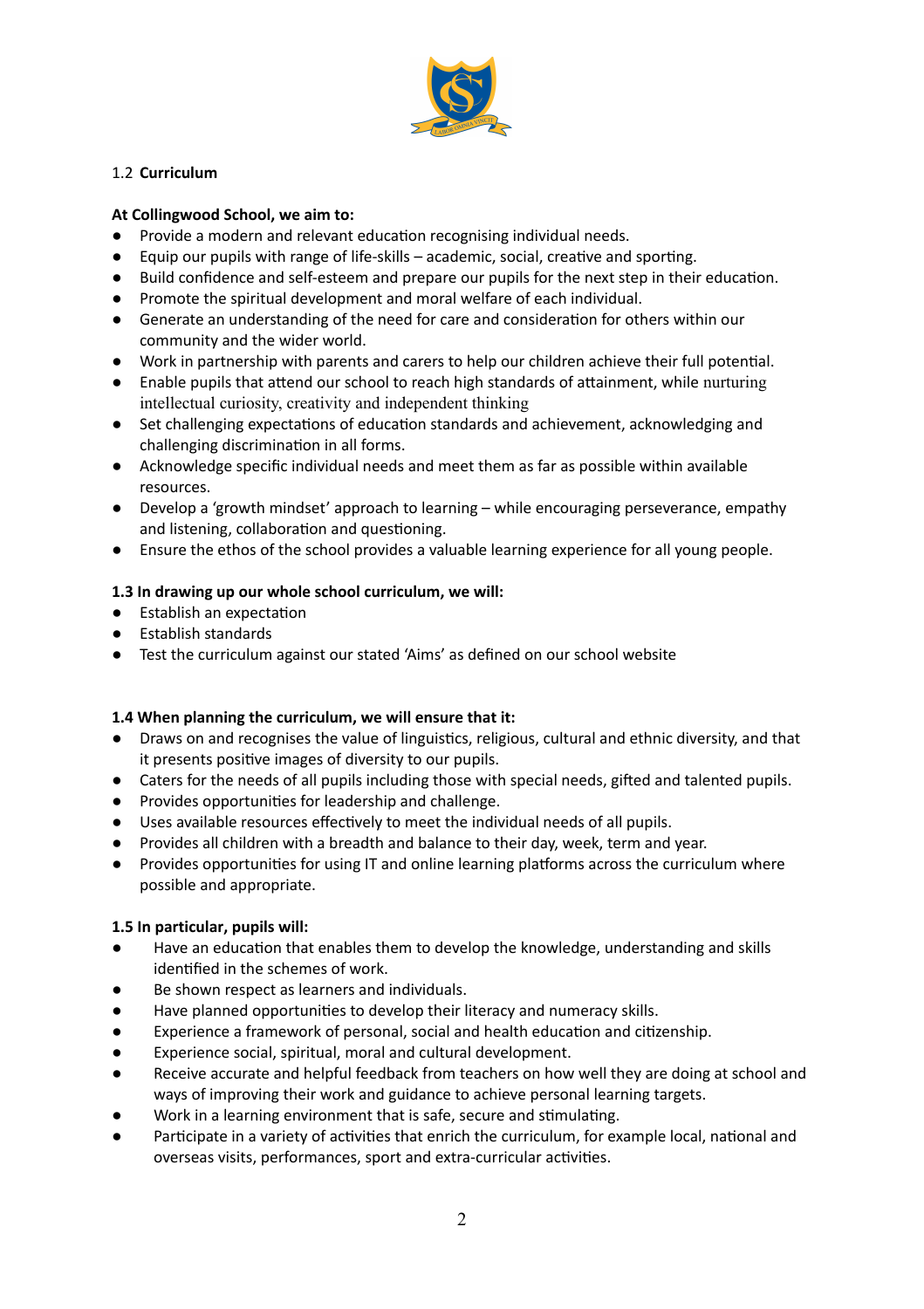1.2 **Curriculum**

**At Collingwood School, we aim to:**

- Provide a modern and relevant education recognising individual needs.
- Equip our pupils with range of life-skills – academic, social, creative and sporting.
- Build confidence and self-esteem and prepare our pupils for the next step in their education.
- Promote the spiritual development and moral welfare of each individual.
- Generate an understanding of the need for care and consideration for others within our community and the wider world.
- Work in partnership with parents and carers to help our children achieve their full potential.
- Enable pupils that attend our school to reach high standards of attainment, while nurturing intellectual curiosity, creativity and independent thinking
- Set challenging expectations of education standards and achievement, acknowledging and challenging discrimination in all forms.
- Acknowledge specific individual needs and meet them as far as possible within available resources.
- Develop a 'growth mindset' approach to learning – while encouraging perseverance, empathy and listening, collaboration and questioning.
- Ensure the ethos of the school provides a valuable learning experience for all young people.

**1.3 In drawing up our whole school curriculum, we will:**

- Establish an expectation
- Establish standards
- Test the curriculum against our stated 'Aims' as defined on our school website

**1.4 When planning the curriculum, we will ensure that it:**

- Draws on and recognises the value of linguistics, religious, cultural and ethnic diversity, and that it presents positive images of diversity to our pupils.
- Caters for the needs of all pupils including those with special needs, gifted and talented pupils.
- Provides opportunities for leadership and challenge.
- Uses available resources effectively to meet the individual needs of all pupils.
- Provides all children with a breadth and balance to their day, week, term and year.
- Provides opportunities for using IT and online learning platforms across the curriculum where possible and appropriate.

**1.5 In particular, pupils will:**

- Have an education that enables them to develop the knowledge, understanding and skills identified in the schemes of work.
- Be shown respect as learners and individuals.
- Have planned opportunities to develop their literacy and numeracy skills.
- Experience a framework of personal, social and health education and citizenship.
- Experience social, spiritual, moral and cultural development.
- Receive accurate and helpful feedback from teachers on how well they are doing at school and ways of improving their work and guidance to achieve personal learning targets.
- Work in a learning environment that is safe, secure and stimulating.
- Participate in a variety of activities that enrich the curriculum, for example local, national and overseas visits, performances, sport and extra-curricular activities.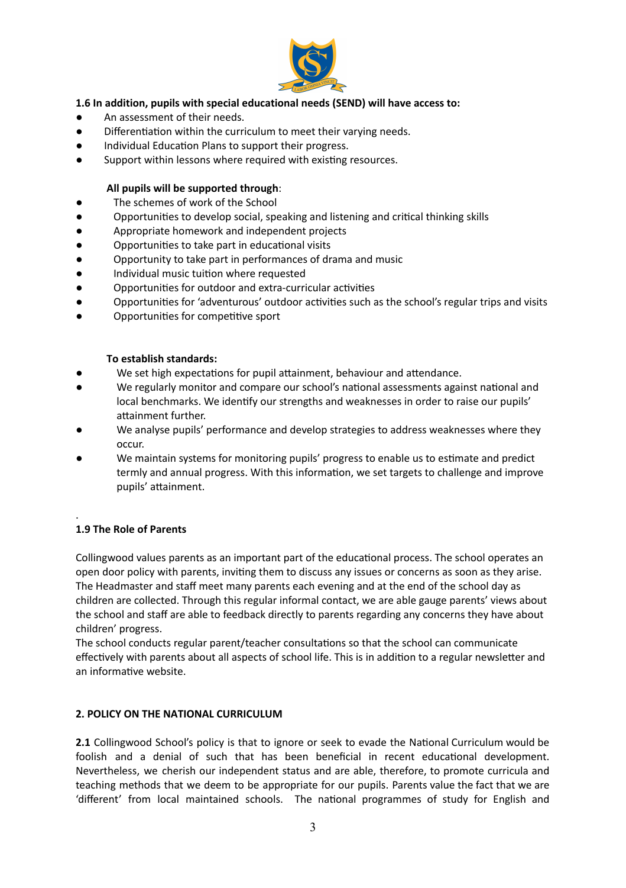**1.6 In addition, pupils with special educational needs (SEND) will have access to:**

- An assessment of their needs.
- Differentiation within the curriculum to meet their varying needs.
- Individual Education Plans to support their progress.
- Support within lessons where required with existing resources.

**All pupils will be supported through**:

- The schemes of work of the School
- Opportunities to develop social, speaking and listening and critical thinking skills
- Appropriate homework and independent projects
- Opportunities to take part in educational visits
- Opportunity to take part in performances of drama and music
- Individual music tuition where requested
- Opportunities for outdoor and extra-curricular activities
- Opportunities for 'adventurous' outdoor activities such as the school's regular trips and visits
- Opportunities for competitive sport

**To establish standards:**

- We set high expectations for pupil attainment, behaviour and attendance.
- We regularly monitor and compare our school's national assessments against national and local benchmarks. We identify our strengths and weaknesses in order to raise our pupils' attainment further.
- We analyse pupils' performance and develop strategies to address weaknesses where they occur.
- We maintain systems for monitoring pupils' progress to enable us to estimate and predict termly and annual progress. With this information, we set targets to challenge and improve pupils' attainment.

.

**1.9 The Role of Parents**

Collingwood values parents as an important part of the educational process. The school operates an open door policy with parents, inviting them to discuss any issues or concerns as soon as they arise. The Headmaster and staff meet many parents each evening and at the end of the school day as children are collected. Through this regular informal contact, we are able gauge parents' views about the school and staff are able to feedback directly to parents regarding any concerns they have about children' progress.

The school conducts regular parent/teacher consultations so that the school can communicate effectively with parents about all aspects of school life. This is in addition to a regular newsletter and an informative website.

**2. POLICY ON THE NATIONAL CURRICULUM**

**2.1** Collingwood School's policy is that to ignore or seek to evade the National Curriculum would be foolish and a denial of such that has been beneficial in recent educational development. Nevertheless, we cherish our independent status and are able, therefore, to promote curricula and teaching methods that we deem to be appropriate for our pupils. Parents value the fact that we are 'different' from local maintained schools. The national programmes of study for English and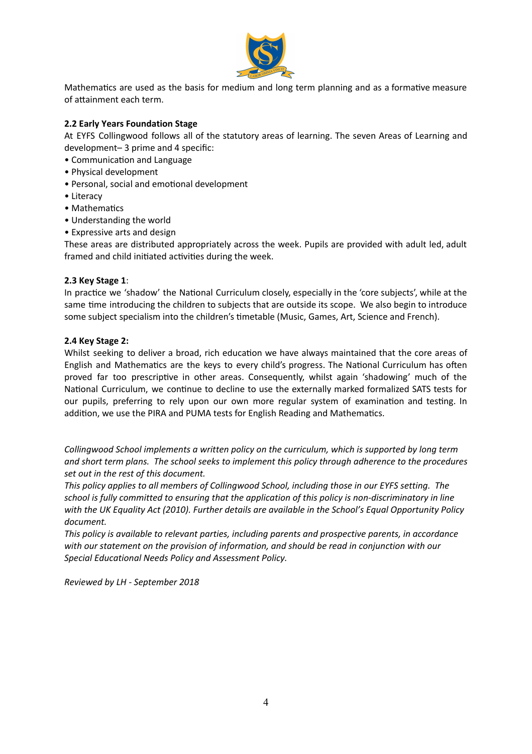Mathematics are used as the basis for medium and long term planning and as a formative measure of attainment each term.

### 2.2 Early Years Foundation Stage

At EYFS Collingwood follows all of the statutory areas of learning. The seven Areas of Learning and development– 3 prime and 4 specific:

- Communication and Language
- Physical development
- Personal, social and emotional development
- Literacy
- Mathematics
- Understanding the world
- Expressive arts and design

These areas are distributed appropriately across the week. Pupils are provided with adult led, adult framed and child initiated activities during the week.

### 2.3 Key Stage 1:

In practice we 'shadow' the National Curriculum closely, especially in the 'core subjects', while at the same time introducing the children to subjects that are outside its scope. We also begin to introduce some subject specialism into the children's timetable (Music, Games, Art, Science and French).

### 2.4 Key Stage 2:

Whilst seeking to deliver a broad, rich education we have always maintained that the core areas of English and Mathematics are the keys to every child's progress. The National Curriculum has often proved far too prescriptive in other areas. Consequently, whilst again 'shadowing' much of the National Curriculum, we continue to decline to use the externally marked formalized SATS tests for our pupils, preferring to rely upon our own more regular system of examination and testing. In addition, we use the PIRA and PUMA tests for English Reading and Mathematics.

*Collingwood School implements a written policy on the curriculum, which is supported by long term and short term plans. The school seeks to implement this policy through adherence to the procedures set out in the rest of this document.*

*This policy applies to all members of Collingwood School, including those in our EYFS setting. The school is fully committed to ensuring that the application of this policy is non-discriminatory in line with the UK Equality Act (2010). Further details are available in the School's Equal Opportunity Policy document.*

*This policy is available to relevant parties, including parents and prospective parents, in accordance with our statement on the provision of information, and should be read in conjunction with our Special Educational Needs Policy and Assessment Policy.*

*Reviewed by LH - September 2018*